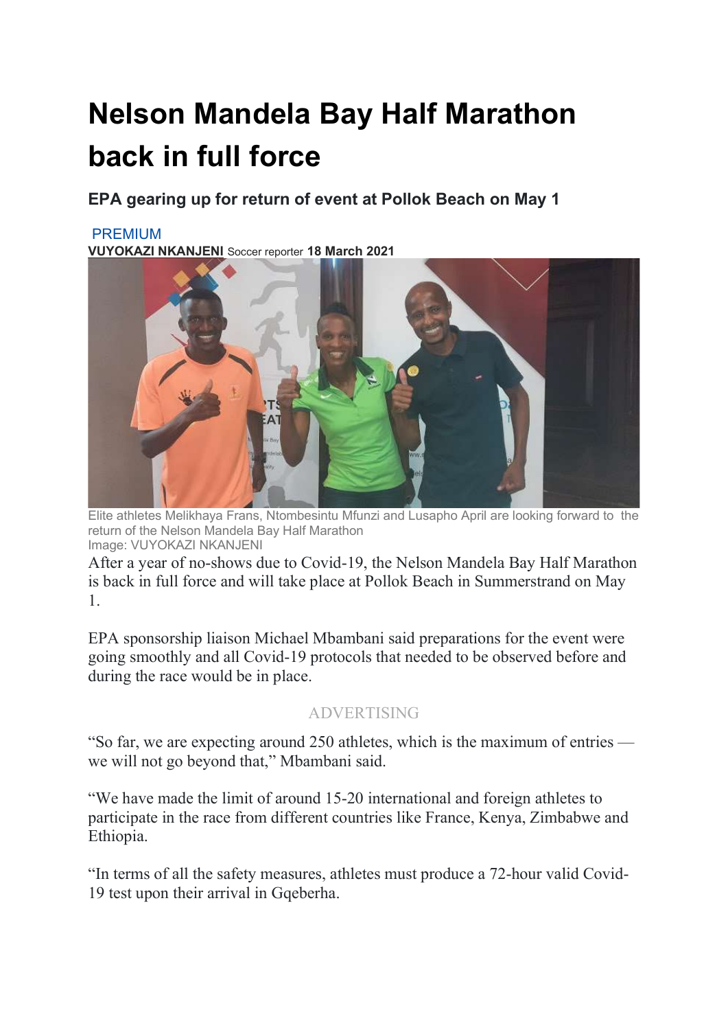# Nelson Mandela Bay Half Marathon back in full force

## EPA gearing up for return of event at Pollok Beach on May 1

PREMIUM

**VUYOKAZI NKANJENI** Soccer reporter **18 March 2021**

Elite athletes Melikhaya Frans, Ntombesintu Mfunzi and Lusapho April are looking forward to the return of the Nelson Mandela Bay Half Marathon

Image: VUYOKAZI NKANJENI

After a year of no-shows due to Covid-19, the Nelson Mandela Bay Half Marathon is back in full force and will take place at Pollok Beach in Summerstrand on May 1.

EPA sponsorship liaison Michael Mbambani said preparations for the event were going smoothly and all Covid-19 protocols that needed to be observed before and during the race would be in place.

ADVERTISING

“So far, we are expecting around 250 athletes, which is the maximum of entries — we will not go beyond that,” Mbambani said.

“We have made the limit of around 15-20 international and foreign athletes to participate in the race from different countries like France, Kenya, Zimbabwe and Ethiopia.

“In terms of all the safety measures, athletes must produce a 72-hour valid Covid-19 test upon their arrival in Gqeberha.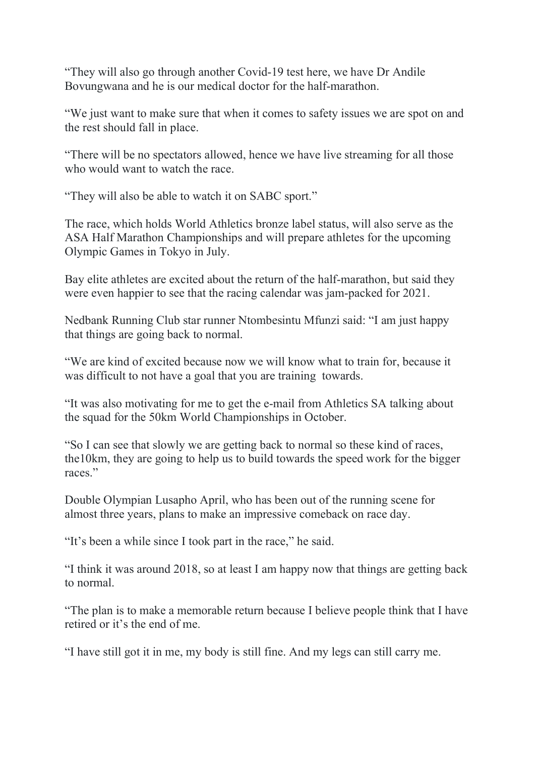"They will also go through another Covid-19 test here, we have Dr Andile Bovungwana and he is our medical doctor for the half-marathon.

"We just want to make sure that when it comes to safety issues we are spot on and the rest should fall in place.

"There will be no spectators allowed, hence we have live streaming for all those who would want to watch the race.

"They will also be able to watch it on SABC sport."

The race, which holds World Athletics bronze label status, will also serve as the ASA Half Marathon Championships and will prepare athletes for the upcoming Olympic Games in Tokyo in July.

Bay elite athletes are excited about the return of the half-marathon, but said they were even happier to see that the racing calendar was jam-packed for 2021.

Nedbank Running Club star runner Ntombesintu Mfunzi said: "I am just happy that things are going back to normal.

"We are kind of excited because now we will know what to train for, because it was difficult to not have a goal that you are training towards.

"It was also motivating for me to get the e-mail from Athletics SA talking about the squad for the 50km World Championships in October.

"So I can see that slowly we are getting back to normal so these kind of races, the10km, they are going to help us to build towards the speed work for the bigger races."

Double Olympian Lusapho April, who has been out of the running scene for almost three years, plans to make an impressive comeback on race day.

"It's been a while since I took part in the race," he said.

"I think it was around 2018, so at least I am happy now that things are getting back to normal.

"The plan is to make a memorable return because I believe people think that I have retired or it's the end of me.

"I have still got it in me, my body is still fine. And my legs can still carry me.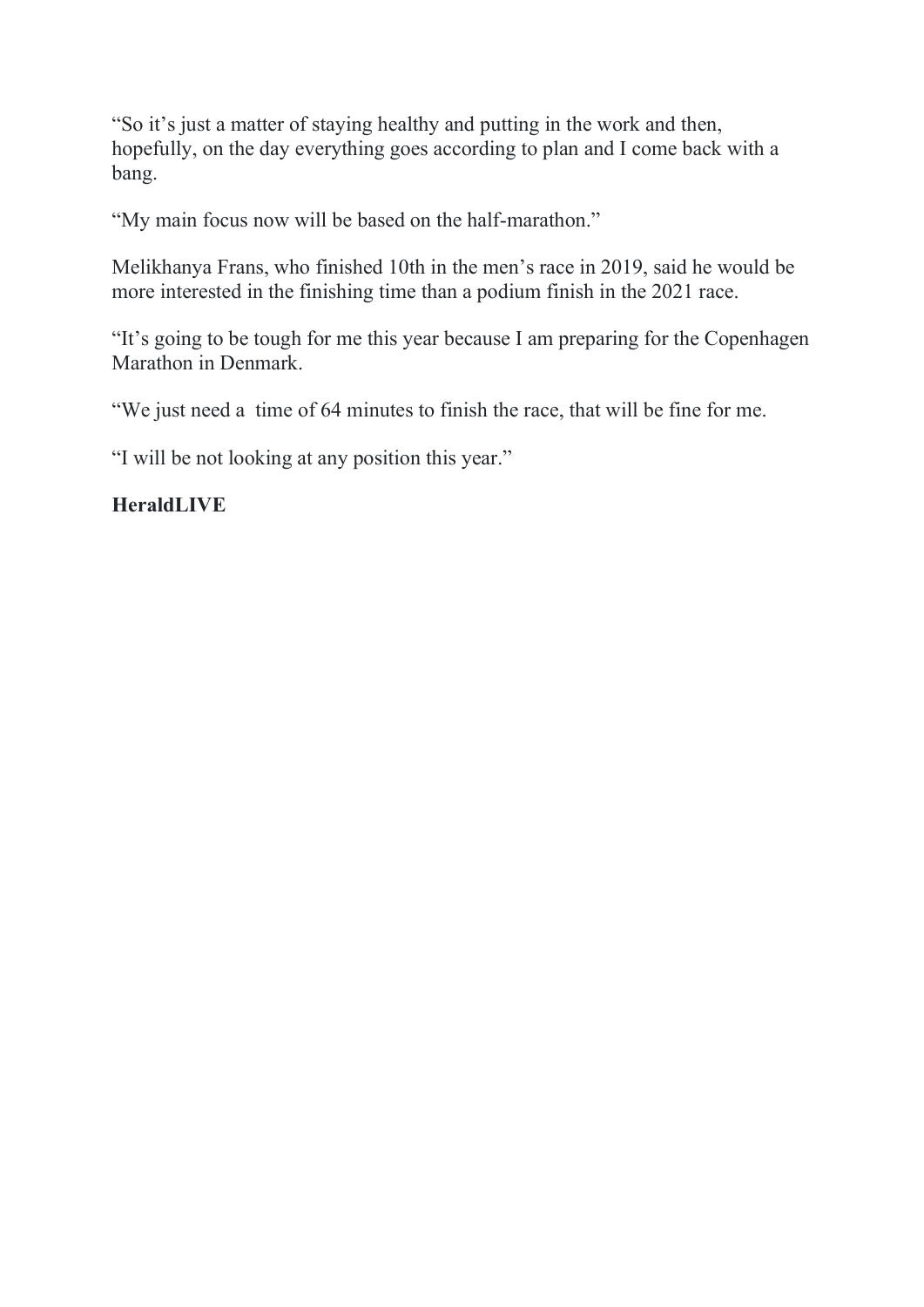"So it's just a matter of staying healthy and putting in the work and then, hopefully, on the day everything goes according to plan and I come back with a bang.

"My main focus now will be based on the half-marathon."

Melikhanya Frans, who finished 10th in the men's race in 2019, said he would be more interested in the finishing time than a podium finish in the 2021 race.

"It's going to be tough for me this year because I am preparing for the Copenhagen Marathon in Denmark.

"We just need a  time of 64 minutes to finish the race, that will be fine for me.

"I will be not looking at any position this year."

**HeraldLIVE**